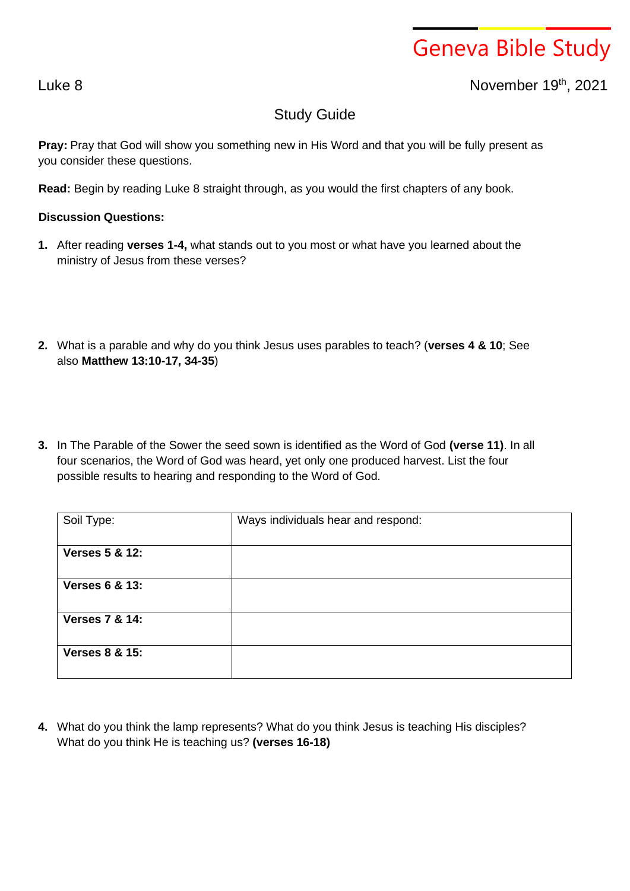# Geneva Bible Study

Luke 8

November 19th, 2021

## Study Guide

**Pray:** Pray that God will show you something new in His Word and that you will be fully present as you consider these questions.

**Read:** Begin by reading Luke 8 straight through, as you would the first chapters of any book.

**Discussion Questions:**

1. After reading **verses 1-4,** what stands out to you most or what have you learned about the ministry of Jesus from these verses?

2. What is a parable and why do you think Jesus uses parables to teach? (**verses 4 & 10**; See also **Matthew 13:10-17, 34-35**)

3. In The Parable of the Sower the seed sown is identified as the Word of God **(verse 11)**. In all four scenarios, the Word of God was heard, yet only one produced harvest. List the four possible results to hearing and responding to the Word of God.

| Soil Type: | Ways individuals hear and respond: |
|---|---|
| **Verses 5 & 12:** | |
| **Verses 6 & 13:** | |
| **Verses 7 & 14:** | |
| **Verses 8 & 15:** | |

4. What do you think the lamp represents? What do you think Jesus is teaching His disciples? What do you think He is teaching us? **(verses 16-18)**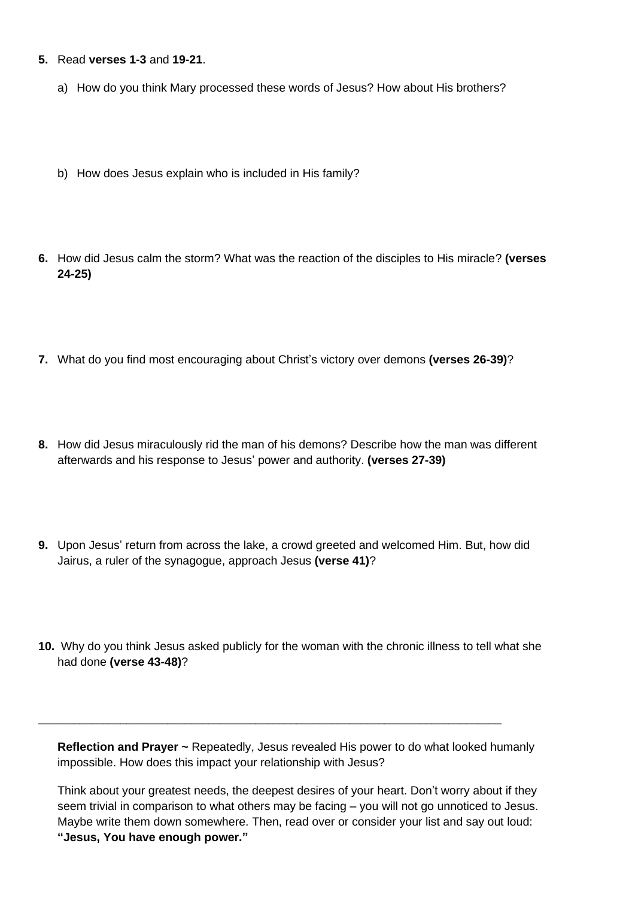5. Read **verses 1-3** and **19-21**.

   a) How do you think Mary processed these words of Jesus? How about His brothers?

   b) How does Jesus explain who is included in His family?

6. How did Jesus calm the storm? What was the reaction of the disciples to His miracle? **(verses 24-25)**

7. What do you find most encouraging about Christ's victory over demons **(verses 26-39)**?

8. How did Jesus miraculously rid the man of his demons? Describe how the man was different afterwards and his response to Jesus' power and authority. **(verses 27-39)**

9. Upon Jesus' return from across the lake, a crowd greeted and welcomed Him. But, how did Jairus, a ruler of the synagogue, approach Jesus **(verse 41)**?

10. Why do you think Jesus asked publicly for the woman with the chronic illness to tell what she had done **(verse 43-48)**?

---

**Reflection and Prayer ~** Repeatedly, Jesus revealed His power to do what looked humanly impossible. How does this impact your relationship with Jesus?

Think about your greatest needs, the deepest desires of your heart. Don't worry about if they seem trivial in comparison to what others may be facing – you will not go unnoticed to Jesus. Maybe write them down somewhere. Then, read over or consider your list and say out loud: **"Jesus, You have enough power."**